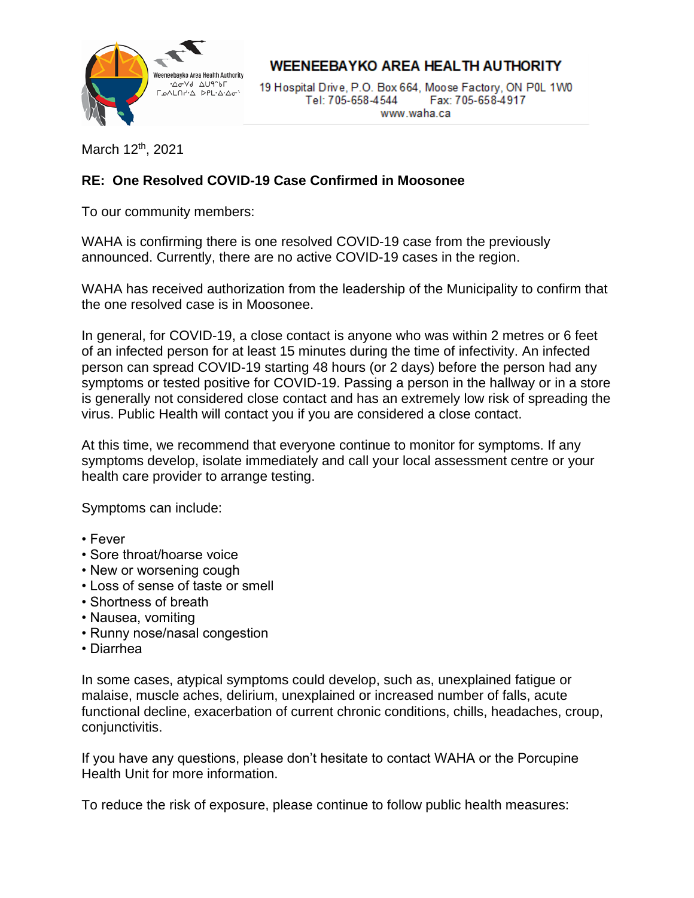Weeneebayko Area Health Authority
ᐧᐃᓂᐯᑯ ᐃᐅᕝᑲᒥ
ᒥᓄᐱᒪᑎᓯᐧᐃ ᐅᑭᒪᐧᐃᐧᐃᓂ

# WEENEEBAYKO AREA HEALTH AUTHORITY

19 Hospital Drive, P.O. Box 664, Moose Factory, ON P0L 1W0
Tel: 705-658-4544 Fax: 705-658-4917
www.waha.ca

March 12th, 2021

**RE: One Resolved COVID-19 Case Confirmed in Moosonee**

To our community members:

WAHA is confirming there is one resolved COVID-19 case from the previously announced. Currently, there are no active COVID-19 cases in the region.

WAHA has received authorization from the leadership of the Municipality to confirm that the one resolved case is in Moosonee.

In general, for COVID-19, a close contact is anyone who was within 2 metres or 6 feet of an infected person for at least 15 minutes during the time of infectivity. An infected person can spread COVID-19 starting 48 hours (or 2 days) before the person had any symptoms or tested positive for COVID-19. Passing a person in the hallway or in a store is generally not considered close contact and has an extremely low risk of spreading the virus. Public Health will contact you if you are considered a close contact.

At this time, we recommend that everyone continue to monitor for symptoms. If any symptoms develop, isolate immediately and call your local assessment centre or your health care provider to arrange testing.

Symptoms can include:

- Fever
- Sore throat/hoarse voice
- New or worsening cough
- Loss of sense of taste or smell
- Shortness of breath
- Nausea, vomiting
- Runny nose/nasal congestion
- Diarrhea

In some cases, atypical symptoms could develop, such as, unexplained fatigue or malaise, muscle aches, delirium, unexplained or increased number of falls, acute functional decline, exacerbation of current chronic conditions, chills, headaches, croup, conjunctivitis.

If you have any questions, please don't hesitate to contact WAHA or the Porcupine Health Unit for more information.

To reduce the risk of exposure, please continue to follow public health measures: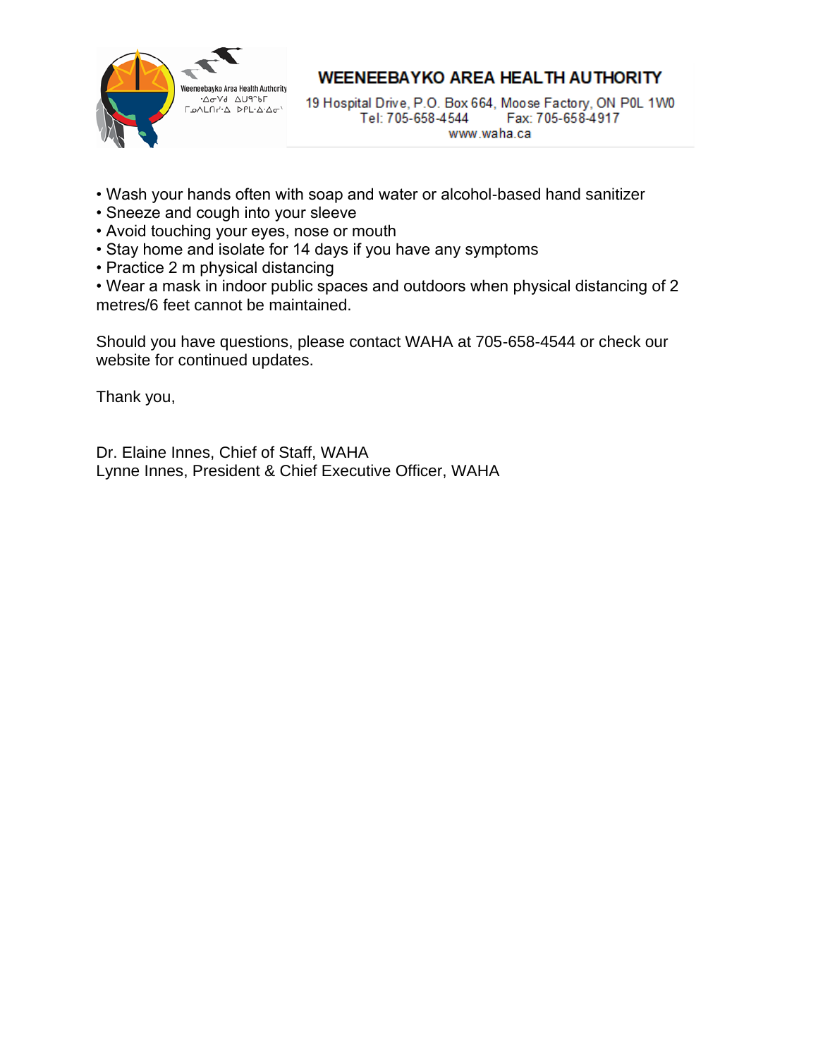**WEENEEBAYKO AREA HEALTH AUTHORITY**

19 Hospital Drive, P.O. Box 664, Moose Factory, ON P0L 1W0
Tel: 705-658-4544 Fax: 705-658-4917
www.waha.ca

- Wash your hands often with soap and water or alcohol-based hand sanitizer
- Sneeze and cough into your sleeve
- Avoid touching your eyes, nose or mouth
- Stay home and isolate for 14 days if you have any symptoms
- Practice 2 m physical distancing
- Wear a mask in indoor public spaces and outdoors when physical distancing of 2 metres/6 feet cannot be maintained.

Should you have questions, please contact WAHA at 705-658-4544 or check our website for continued updates.

Thank you,

Dr. Elaine Innes, Chief of Staff, WAHA
Lynne Innes, President & Chief Executive Officer, WAHA